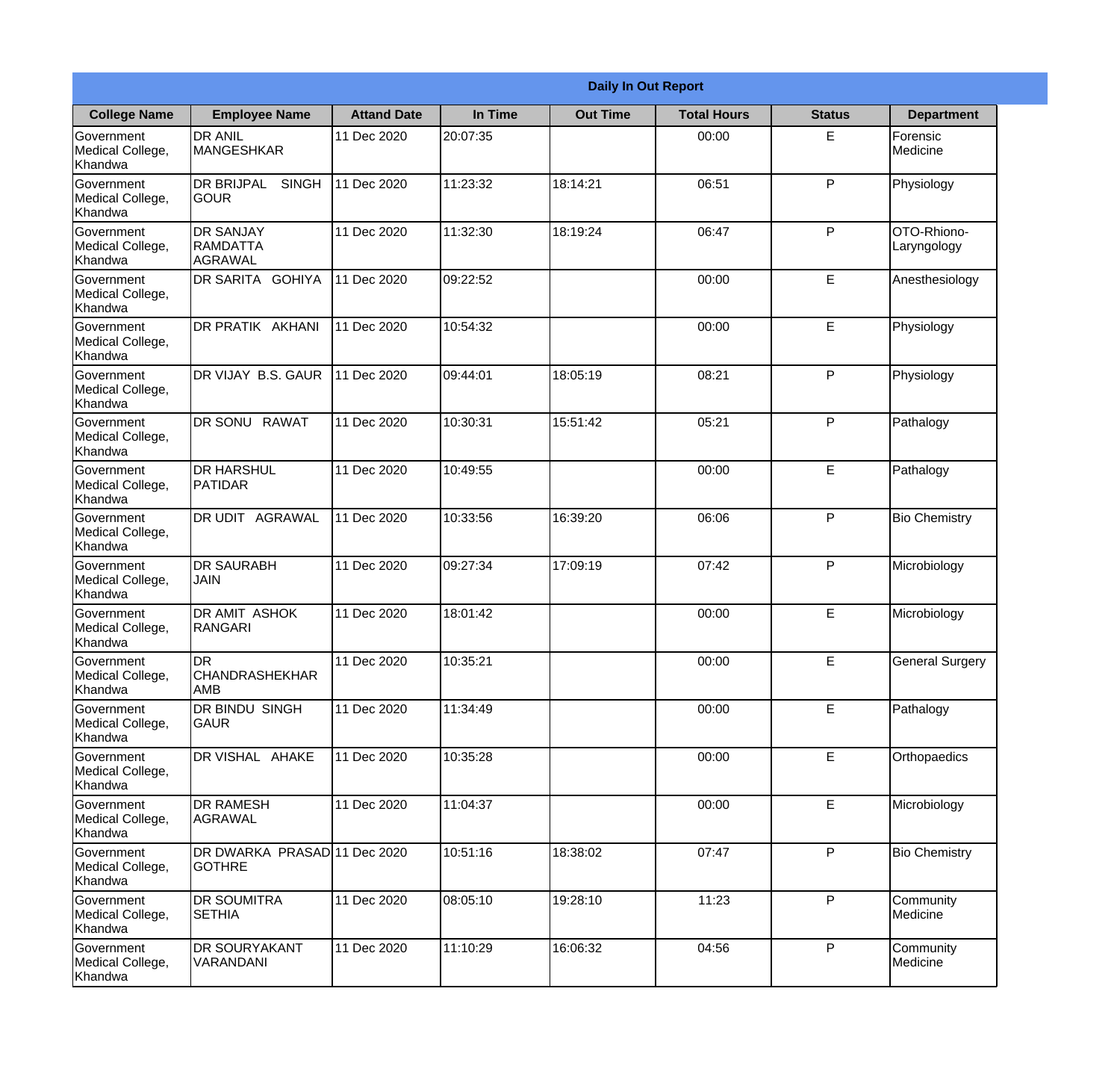| Daily In Out Report | | | | | | | |
|---|---|---|---|---|---|---|---|
| **College Name** | **Employee Name** | **Attand Date** | **In Time** | **Out Time** | **Total Hours** | **Status** | **Department** |
| Government Medical College, Khandwa | DR ANIL MANGESHKAR | 11 Dec 2020 | 20:07:35 | | 00:00 | E | Forensic Medicine |
| Government Medical College, Khandwa | DR BRIJPAL SINGH GOUR | 11 Dec 2020 | 11:23:32 | 18:14:21 | 06:51 | P | Physiology |
| Government Medical College, Khandwa | DR SANJAY RAMDATTA AGRAWAL | 11 Dec 2020 | 11:32:30 | 18:19:24 | 06:47 | P | OTO-Rhiono-Laryngology |
| Government Medical College, Khandwa | DR SARITA GOHIYA | 11 Dec 2020 | 09:22:52 | | 00:00 | E | Anesthesiology |
| Government Medical College, Khandwa | DR PRATIK AKHANI | 11 Dec 2020 | 10:54:32 | | 00:00 | E | Physiology |
| Government Medical College, Khandwa | DR VIJAY B.S. GAUR | 11 Dec 2020 | 09:44:01 | 18:05:19 | 08:21 | P | Physiology |
| Government Medical College, Khandwa | DR SONU RAWAT | 11 Dec 2020 | 10:30:31 | 15:51:42 | 05:21 | P | Pathalogy |
| Government Medical College, Khandwa | DR HARSHUL PATIDAR | 11 Dec 2020 | 10:49:55 | | 00:00 | E | Pathalogy |
| Government Medical College, Khandwa | DR UDIT AGRAWAL | 11 Dec 2020 | 10:33:56 | 16:39:20 | 06:06 | P | Bio Chemistry |
| Government Medical College, Khandwa | DR SAURABH JAIN | 11 Dec 2020 | 09:27:34 | 17:09:19 | 07:42 | P | Microbiology |
| Government Medical College, Khandwa | DR AMIT ASHOK RANGARI | 11 Dec 2020 | 18:01:42 | | 00:00 | E | Microbiology |
| Government Medical College, Khandwa | DR CHANDRASHEKHAR AMB | 11 Dec 2020 | 10:35:21 | | 00:00 | E | General Surgery |
| Government Medical College, Khandwa | DR BINDU SINGH GAUR | 11 Dec 2020 | 11:34:49 | | 00:00 | E | Pathalogy |
| Government Medical College, Khandwa | DR VISHAL AHAKE | 11 Dec 2020 | 10:35:28 | | 00:00 | E | Orthopaedics |
| Government Medical College, Khandwa | DR RAMESH AGRAWAL | 11 Dec 2020 | 11:04:37 | | 00:00 | E | Microbiology |
| Government Medical College, Khandwa | DR DWARKA PRASAD GOTHRE | 11 Dec 2020 | 10:51:16 | 18:38:02 | 07:47 | P | Bio Chemistry |
| Government Medical College, Khandwa | DR SOUMITRA SETHIA | 11 Dec 2020 | 08:05:10 | 19:28:10 | 11:23 | P | Community Medicine |
| Government Medical College, Khandwa | DR SOURYAKANT VARANDANI | 11 Dec 2020 | 11:10:29 | 16:06:32 | 04:56 | P | Community Medicine |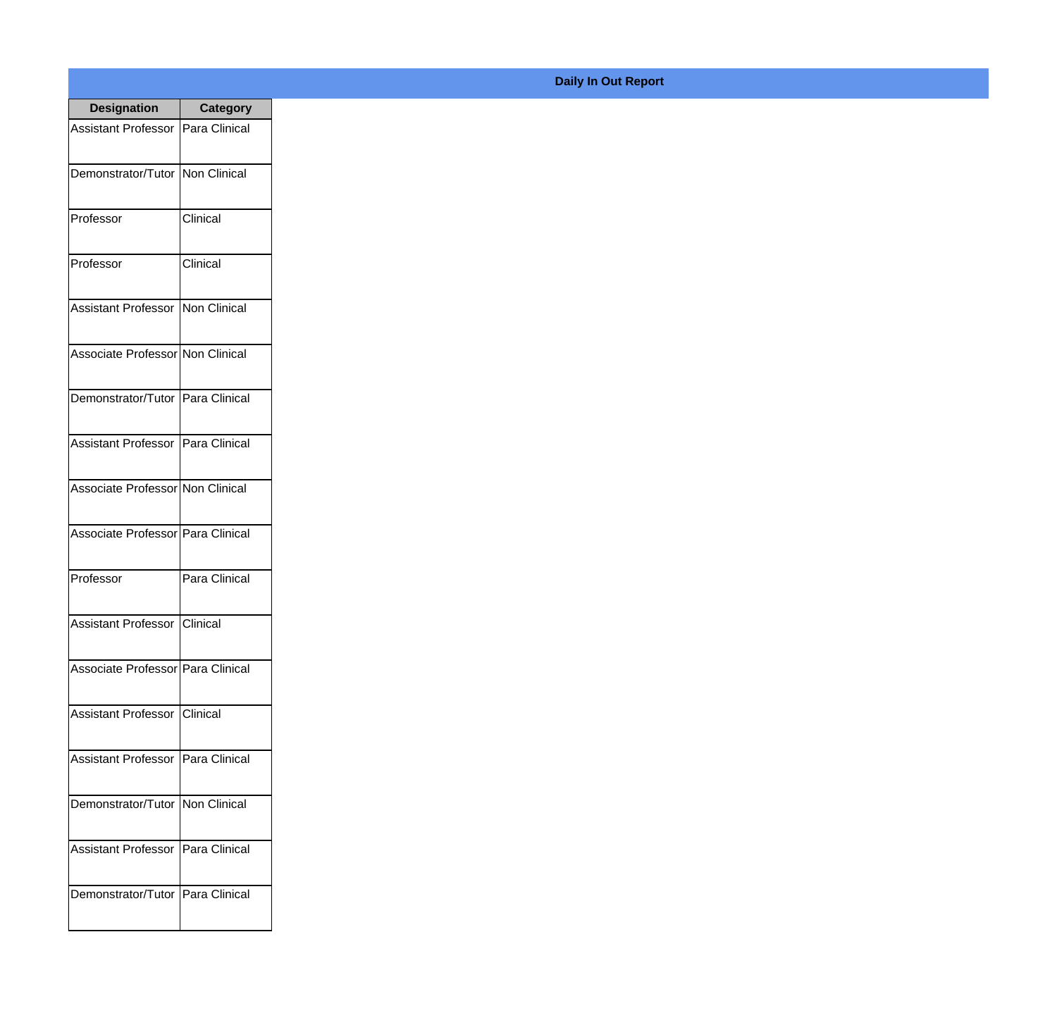**Daily In Out Report**

| Designation | Category |
|---|---|
| Assistant Professor | Para Clinical |
| Demonstrator/Tutor | Non Clinical |
| Professor | Clinical |
| Professor | Clinical |
| Assistant Professor | Non Clinical |
| Associate Professor | Non Clinical |
| Demonstrator/Tutor | Para Clinical |
| Assistant Professor | Para Clinical |
| Associate Professor | Non Clinical |
| Associate Professor | Para Clinical |
| Professor | Para Clinical |
| Assistant Professor | Clinical |
| Associate Professor | Para Clinical |
| Assistant Professor | Clinical |
| Assistant Professor | Para Clinical |
| Demonstrator/Tutor | Non Clinical |
| Assistant Professor | Para Clinical |
| Demonstrator/Tutor | Para Clinical |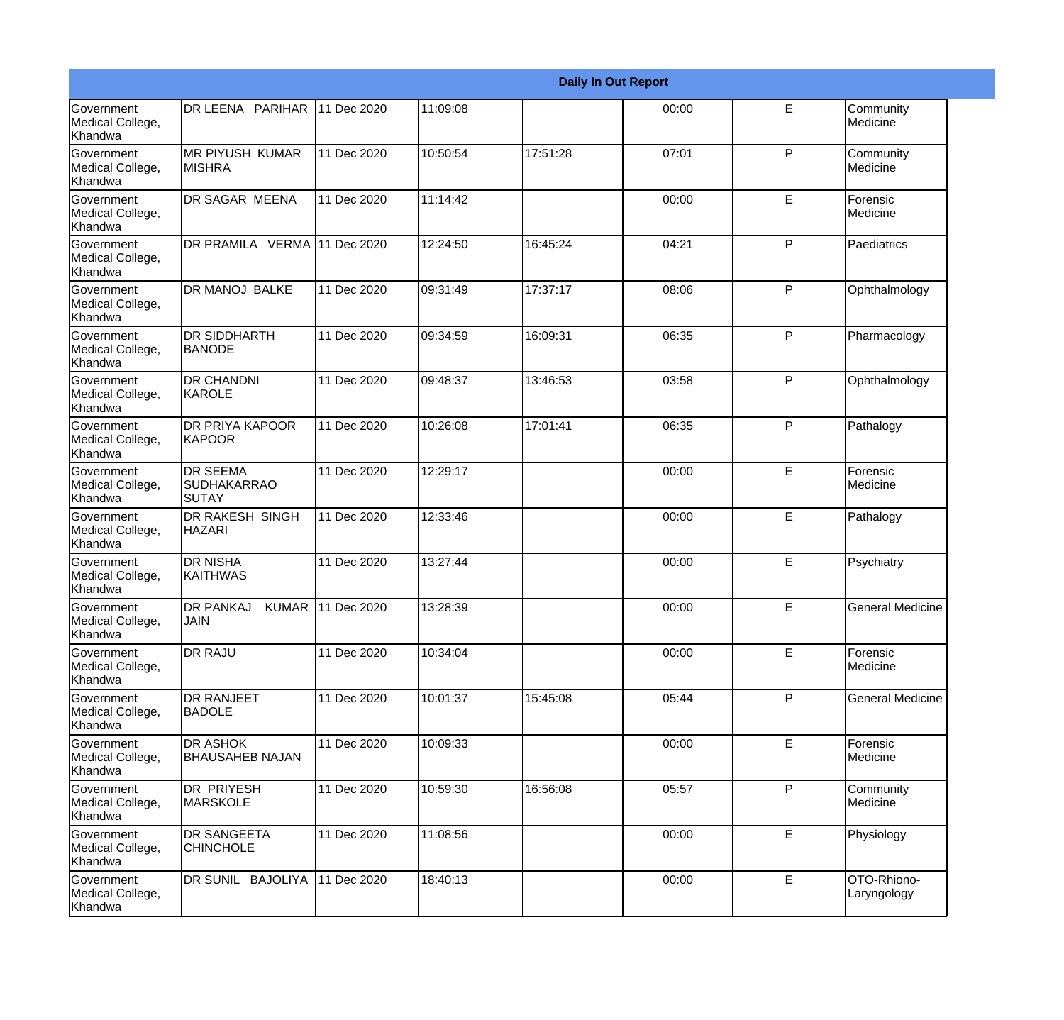| Daily In Out Report | | | | | | | |
|---|---|---|---|---|---|---|---|
| Government Medical College, Khandwa | DR LEENA PARIHAR | 11 Dec 2020 | 11:09:08 | | 00:00 | E | Community Medicine |
| Government Medical College, Khandwa | MR PIYUSH KUMAR MISHRA | 11 Dec 2020 | 10:50:54 | 17:51:28 | 07:01 | P | Community Medicine |
| Government Medical College, Khandwa | DR SAGAR MEENA | 11 Dec 2020 | 11:14:42 | | 00:00 | E | Forensic Medicine |
| Government Medical College, Khandwa | DR PRAMILA VERMA | 11 Dec 2020 | 12:24:50 | 16:45:24 | 04:21 | P | Paediatrics |
| Government Medical College, Khandwa | DR MANOJ BALKE | 11 Dec 2020 | 09:31:49 | 17:37:17 | 08:06 | P | Ophthalmology |
| Government Medical College, Khandwa | DR SIDDHARTH BANODE | 11 Dec 2020 | 09:34:59 | 16:09:31 | 06:35 | P | Pharmacology |
| Government Medical College, Khandwa | DR CHANDNI KAROLE | 11 Dec 2020 | 09:48:37 | 13:46:53 | 03:58 | P | Ophthalmology |
| Government Medical College, Khandwa | DR PRIYA KAPOOR KAPOOR | 11 Dec 2020 | 10:26:08 | 17:01:41 | 06:35 | P | Pathalogy |
| Government Medical College, Khandwa | DR SEEMA SUDHAKARRAO SUTAY | 11 Dec 2020 | 12:29:17 | | 00:00 | E | Forensic Medicine |
| Government Medical College, Khandwa | DR RAKESH SINGH HAZARI | 11 Dec 2020 | 12:33:46 | | 00:00 | E | Pathalogy |
| Government Medical College, Khandwa | DR NISHA KAITHWAS | 11 Dec 2020 | 13:27:44 | | 00:00 | E | Psychiatry |
| Government Medical College, Khandwa | DR PANKAJ KUMAR JAIN | 11 Dec 2020 | 13:28:39 | | 00:00 | E | General Medicine |
| Government Medical College, Khandwa | DR RAJU | 11 Dec 2020 | 10:34:04 | | 00:00 | E | Forensic Medicine |
| Government Medical College, Khandwa | DR RANJEET BADOLE | 11 Dec 2020 | 10:01:37 | 15:45:08 | 05:44 | P | General Medicine |
| Government Medical College, Khandwa | DR ASHOK BHAUSAHEB NAJAN | 11 Dec 2020 | 10:09:33 | | 00:00 | E | Forensic Medicine |
| Government Medical College, Khandwa | DR PRIYESH MARSKOLE | 11 Dec 2020 | 10:59:30 | 16:56:08 | 05:57 | P | Community Medicine |
| Government Medical College, Khandwa | DR SANGEETA CHINCHOLE | 11 Dec 2020 | 11:08:56 | | 00:00 | E | Physiology |
| Government Medical College, Khandwa | DR SUNIL BAJOLIYA | 11 Dec 2020 | 18:40:13 | | 00:00 | E | OTO-Rhiono-Laryngology |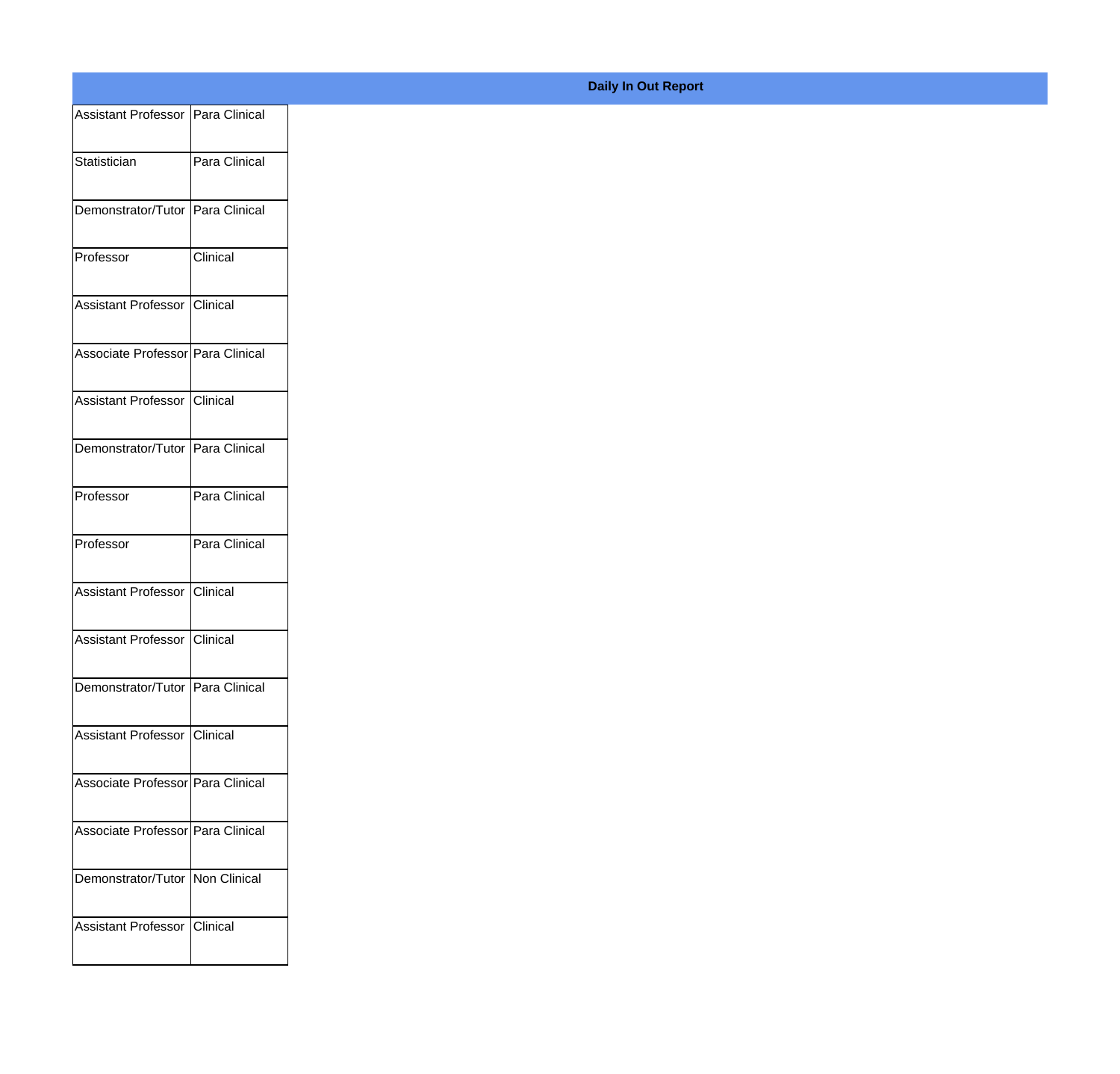## Daily In Out Report

| | |
|---|---|
| Assistant Professor | Para Clinical |
| Statistician | Para Clinical |
| Demonstrator/Tutor | Para Clinical |
| Professor | Clinical |
| Assistant Professor | Clinical |
| Associate Professor | Para Clinical |
| Assistant Professor | Clinical |
| Demonstrator/Tutor | Para Clinical |
| Professor | Para Clinical |
| Professor | Para Clinical |
| Assistant Professor | Clinical |
| Assistant Professor | Clinical |
| Demonstrator/Tutor | Para Clinical |
| Assistant Professor | Clinical |
| Associate Professor | Para Clinical |
| Associate Professor | Para Clinical |
| Demonstrator/Tutor | Non Clinical |
| Assistant Professor | Clinical |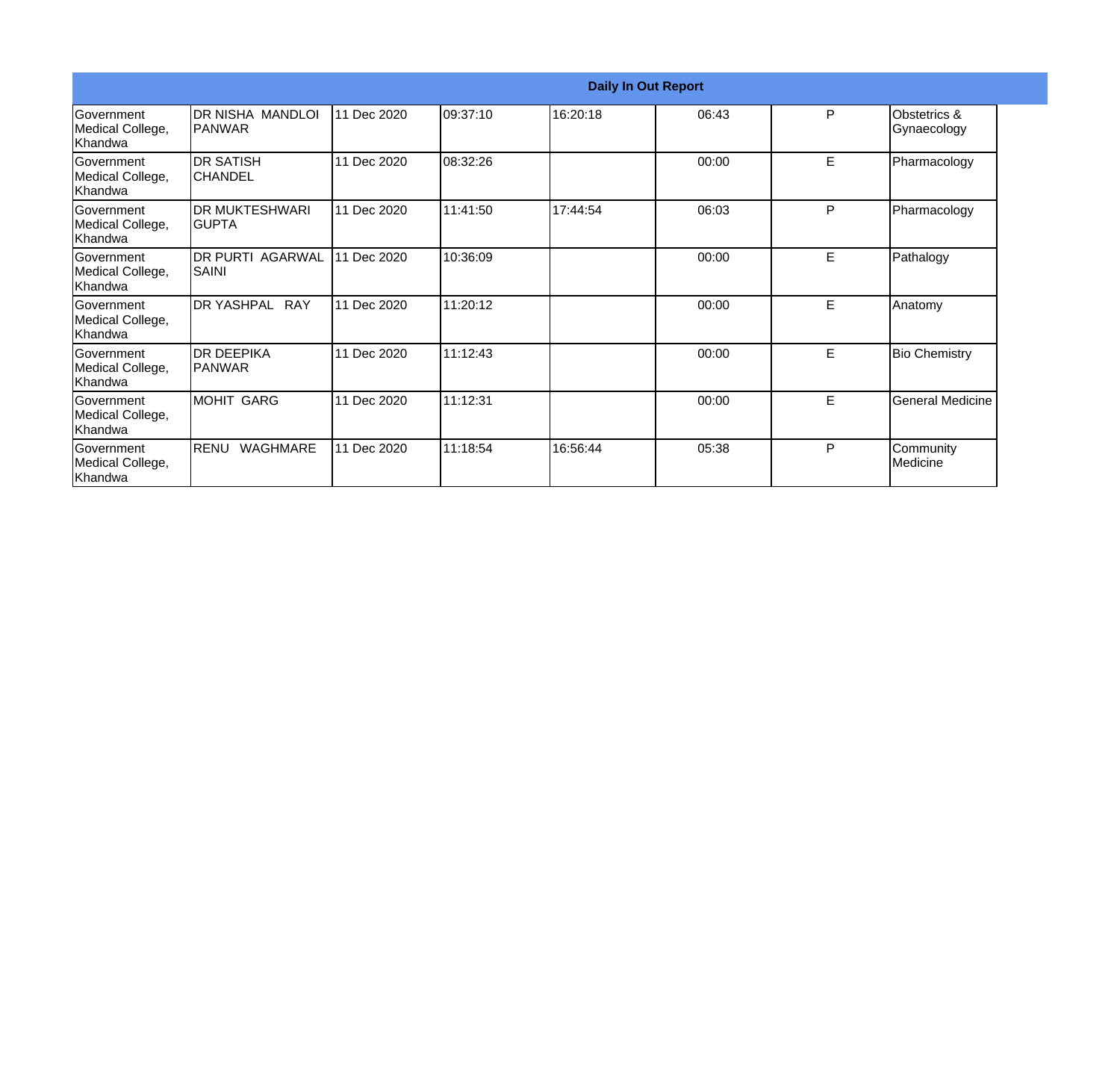| Daily In Out Report | | | | | | | |
|---|---|---|---|---|---|---|---|
| Government Medical College, Khandwa | DR NISHA MANDLOI PANWAR | 11 Dec 2020 | 09:37:10 | 16:20:18 | 06:43 | P | Obstetrics & Gynaecology |
| Government Medical College, Khandwa | DR SATISH CHANDEL | 11 Dec 2020 | 08:32:26 | | 00:00 | E | Pharmacology |
| Government Medical College, Khandwa | DR MUKTESHWARI GUPTA | 11 Dec 2020 | 11:41:50 | 17:44:54 | 06:03 | P | Pharmacology |
| Government Medical College, Khandwa | DR PURTI AGARWAL SAINI | 11 Dec 2020 | 10:36:09 | | 00:00 | E | Pathalogy |
| Government Medical College, Khandwa | DR YASHPAL RAY | 11 Dec 2020 | 11:20:12 | | 00:00 | E | Anatomy |
| Government Medical College, Khandwa | DR DEEPIKA PANWAR | 11 Dec 2020 | 11:12:43 | | 00:00 | E | Bio Chemistry |
| Government Medical College, Khandwa | MOHIT GARG | 11 Dec 2020 | 11:12:31 | | 00:00 | E | General Medicine |
| Government Medical College, Khandwa | RENU WAGHMARE | 11 Dec 2020 | 11:18:54 | 16:56:44 | 05:38 | P | Community Medicine |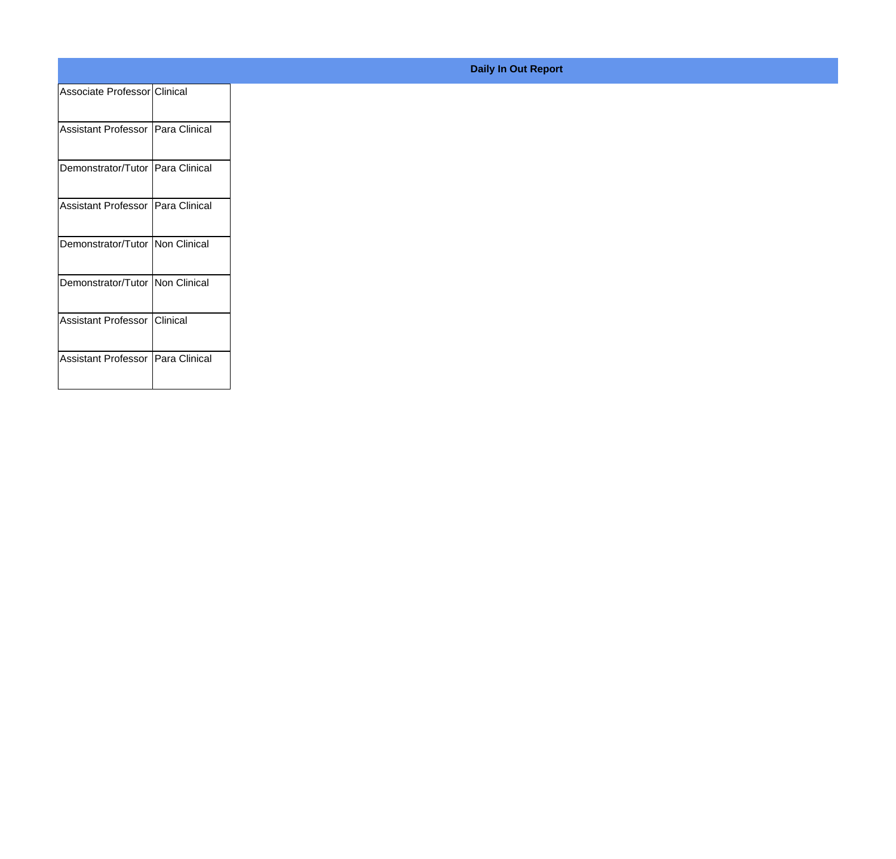**Daily In Out Report**

| | |
|---|---|
| Associate Professor | Clinical |
| Assistant Professor | Para Clinical |
| Demonstrator/Tutor | Para Clinical |
| Assistant Professor | Para Clinical |
| Demonstrator/Tutor | Non Clinical |
| Demonstrator/Tutor | Non Clinical |
| Assistant Professor | Clinical |
| Assistant Professor | Para Clinical |